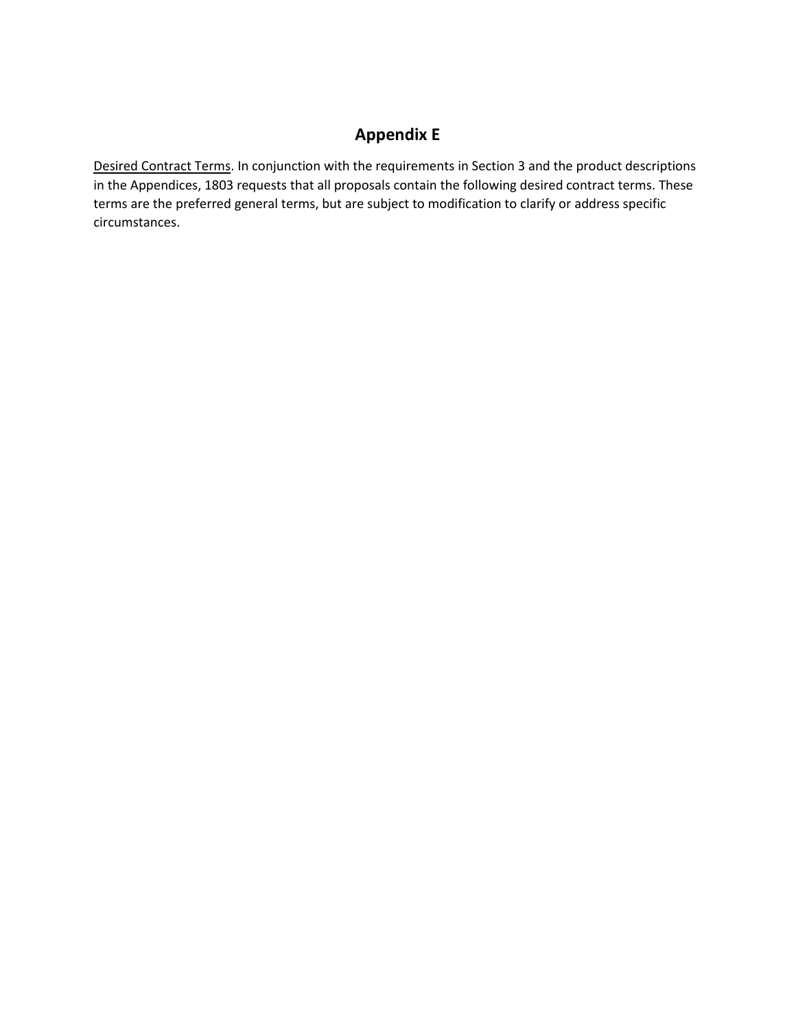# Appendix E

<u>Desired Contract Terms</u>. In conjunction with the requirements in Section 3 and the product descriptions in the Appendices, 1803 requests that all proposals contain the following desired contract terms. These terms are the preferred general terms, but are subject to modification to clarify or address specific circumstances.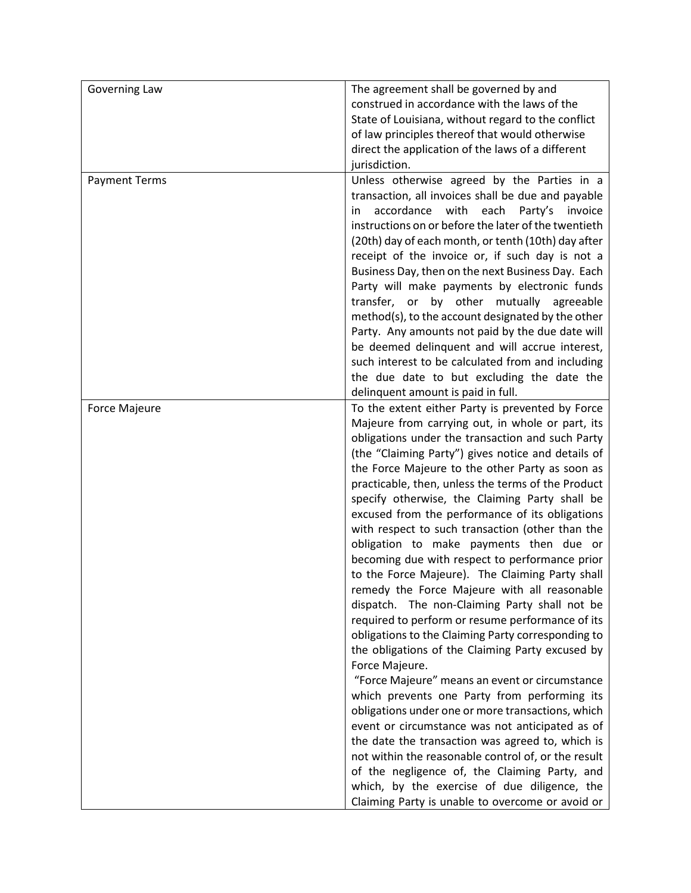| | |
|---|---|
| Governing Law | The agreement shall be governed by and construed in accordance with the laws of the State of Louisiana, without regard to the conflict of law principles thereof that would otherwise direct the application of the laws of a different jurisdiction. |
| Payment Terms | Unless otherwise agreed by the Parties in a transaction, all invoices shall be due and payable in accordance with each Party's invoice instructions on or before the later of the twentieth (20th) day of each month, or tenth (10th) day after receipt of the invoice or, if such day is not a Business Day, then on the next Business Day. Each Party will make payments by electronic funds transfer, or by other mutually agreeable method(s), to the account designated by the other Party. Any amounts not paid by the due date will be deemed delinquent and will accrue interest, such interest to be calculated from and including the due date to but excluding the date the delinquent amount is paid in full. |
| Force Majeure | To the extent either Party is prevented by Force Majeure from carrying out, in whole or part, its obligations under the transaction and such Party (the "Claiming Party") gives notice and details of the Force Majeure to the other Party as soon as practicable, then, unless the terms of the Product specify otherwise, the Claiming Party shall be excused from the performance of its obligations with respect to such transaction (other than the obligation to make payments then due or becoming due with respect to performance prior to the Force Majeure). The Claiming Party shall remedy the Force Majeure with all reasonable dispatch. The non-Claiming Party shall not be required to perform or resume performance of its obligations to the Claiming Party corresponding to the obligations of the Claiming Party excused by Force Majeure.<br>"Force Majeure" means an event or circumstance which prevents one Party from performing its obligations under one or more transactions, which event or circumstance was not anticipated as of the date the transaction was agreed to, which is not within the reasonable control of, or the result of the negligence of, the Claiming Party, and which, by the exercise of due diligence, the Claiming Party is unable to overcome or avoid or |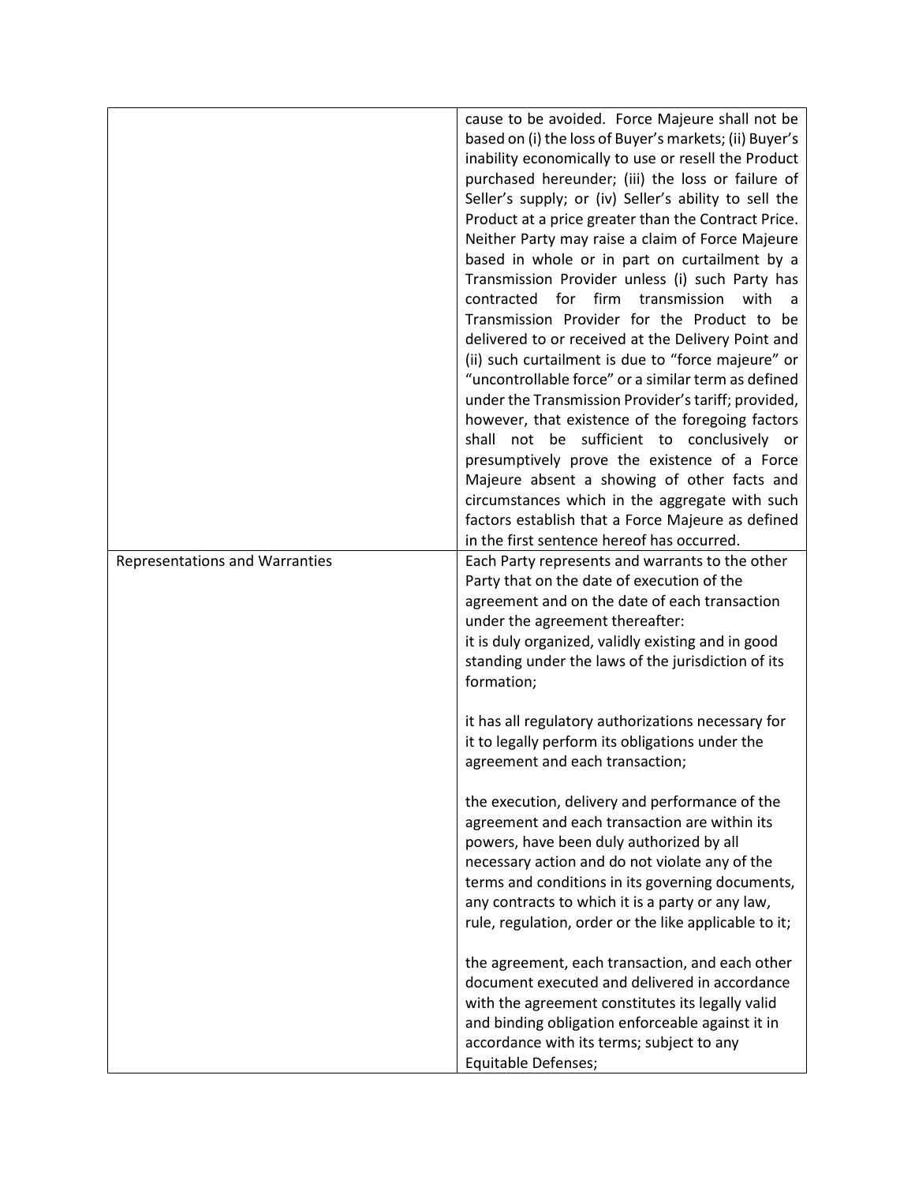| | |
|---|---|
| | cause to be avoided. Force Majeure shall not be based on (i) the loss of Buyer's markets; (ii) Buyer's inability economically to use or resell the Product purchased hereunder; (iii) the loss or failure of Seller's supply; or (iv) Seller's ability to sell the Product at a price greater than the Contract Price. Neither Party may raise a claim of Force Majeure based in whole or in part on curtailment by a Transmission Provider unless (i) such Party has contracted for firm transmission with a Transmission Provider for the Product to be delivered to or received at the Delivery Point and (ii) such curtailment is due to "force majeure" or "uncontrollable force" or a similar term as defined under the Transmission Provider's tariff; provided, however, that existence of the foregoing factors shall not be sufficient to conclusively or presumptively prove the existence of a Force Majeure absent a showing of other facts and circumstances which in the aggregate with such factors establish that a Force Majeure as defined in the first sentence hereof has occurred. |
| Representations and Warranties | Each Party represents and warrants to the other Party that on the date of execution of the agreement and on the date of each transaction under the agreement thereafter:<br>it is duly organized, validly existing and in good standing under the laws of the jurisdiction of its formation;<br><br>it has all regulatory authorizations necessary for it to legally perform its obligations under the agreement and each transaction;<br><br>the execution, delivery and performance of the agreement and each transaction are within its powers, have been duly authorized by all necessary action and do not violate any of the terms and conditions in its governing documents, any contracts to which it is a party or any law, rule, regulation, order or the like applicable to it;<br><br>the agreement, each transaction, and each other document executed and delivered in accordance with the agreement constitutes its legally valid and binding obligation enforceable against it in accordance with its terms; subject to any Equitable Defenses; |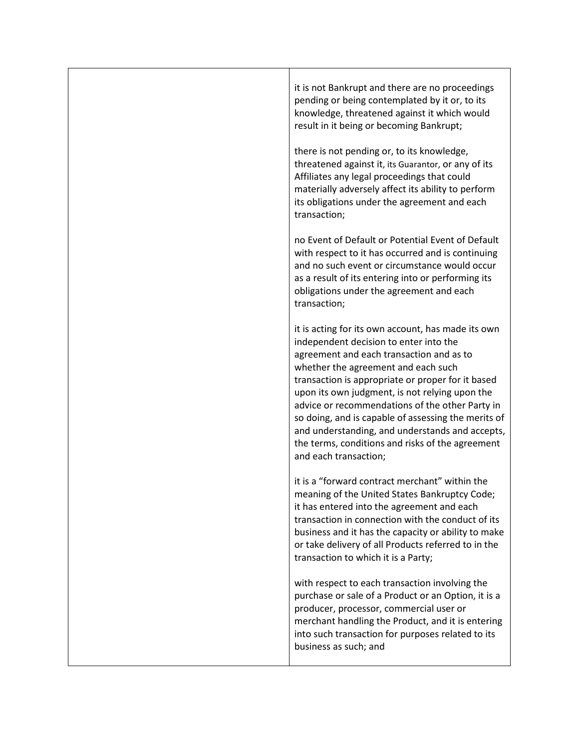| | |
|---|---|
| | it is not Bankrupt and there are no proceedings pending or being contemplated by it or, to its knowledge, threatened against it which would result in it being or becoming Bankrupt;<br><br>there is not pending or, to its knowledge, threatened against it, its Guarantor, or any of its Affiliates any legal proceedings that could materially adversely affect its ability to perform its obligations under the agreement and each transaction;<br><br>no Event of Default or Potential Event of Default with respect to it has occurred and is continuing and no such event or circumstance would occur as a result of its entering into or performing its obligations under the agreement and each transaction;<br><br>it is acting for its own account, has made its own independent decision to enter into the agreement and each transaction and as to whether the agreement and each such transaction is appropriate or proper for it based upon its own judgment, is not relying upon the advice or recommendations of the other Party in so doing, and is capable of assessing the merits of and understanding, and understands and accepts, the terms, conditions and risks of the agreement and each transaction;<br><br>it is a “forward contract merchant” within the meaning of the United States Bankruptcy Code; it has entered into the agreement and each transaction in connection with the conduct of its business and it has the capacity or ability to make or take delivery of all Products referred to in the transaction to which it is a Party;<br><br>with respect to each transaction involving the purchase or sale of a Product or an Option, it is a producer, processor, commercial user or merchant handling the Product, and it is entering into such transaction for purposes related to its business as such; and |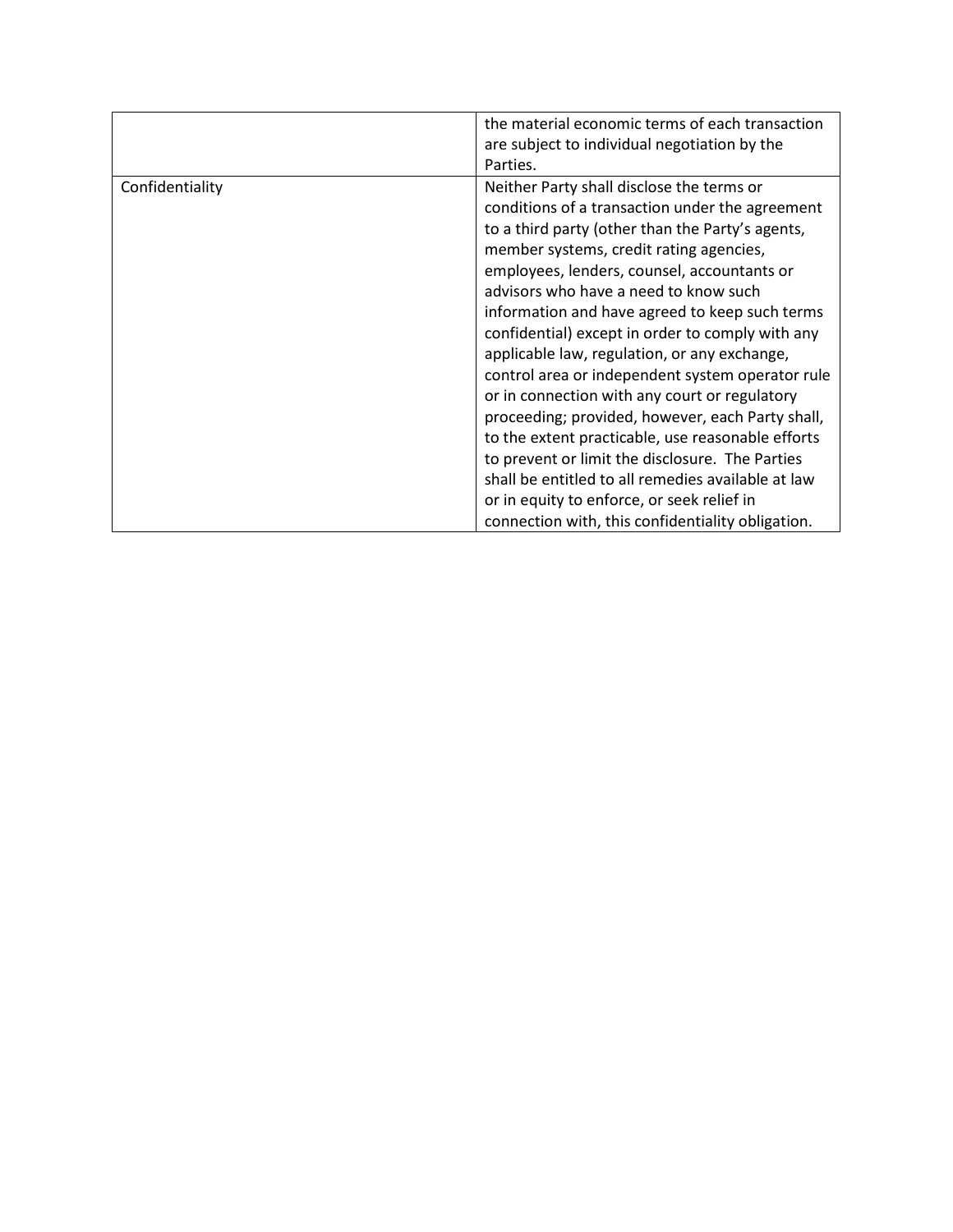| | |
|---|---|
| | the material economic terms of each transaction are subject to individual negotiation by the Parties. |
| Confidentiality | Neither Party shall disclose the terms or conditions of a transaction under the agreement to a third party (other than the Party's agents, member systems, credit rating agencies, employees, lenders, counsel, accountants or advisors who have a need to know such information and have agreed to keep such terms confidential) except in order to comply with any applicable law, regulation, or any exchange, control area or independent system operator rule or in connection with any court or regulatory proceeding; provided, however, each Party shall, to the extent practicable, use reasonable efforts to prevent or limit the disclosure. The Parties shall be entitled to all remedies available at law or in equity to enforce, or seek relief in connection with, this confidentiality obligation. |